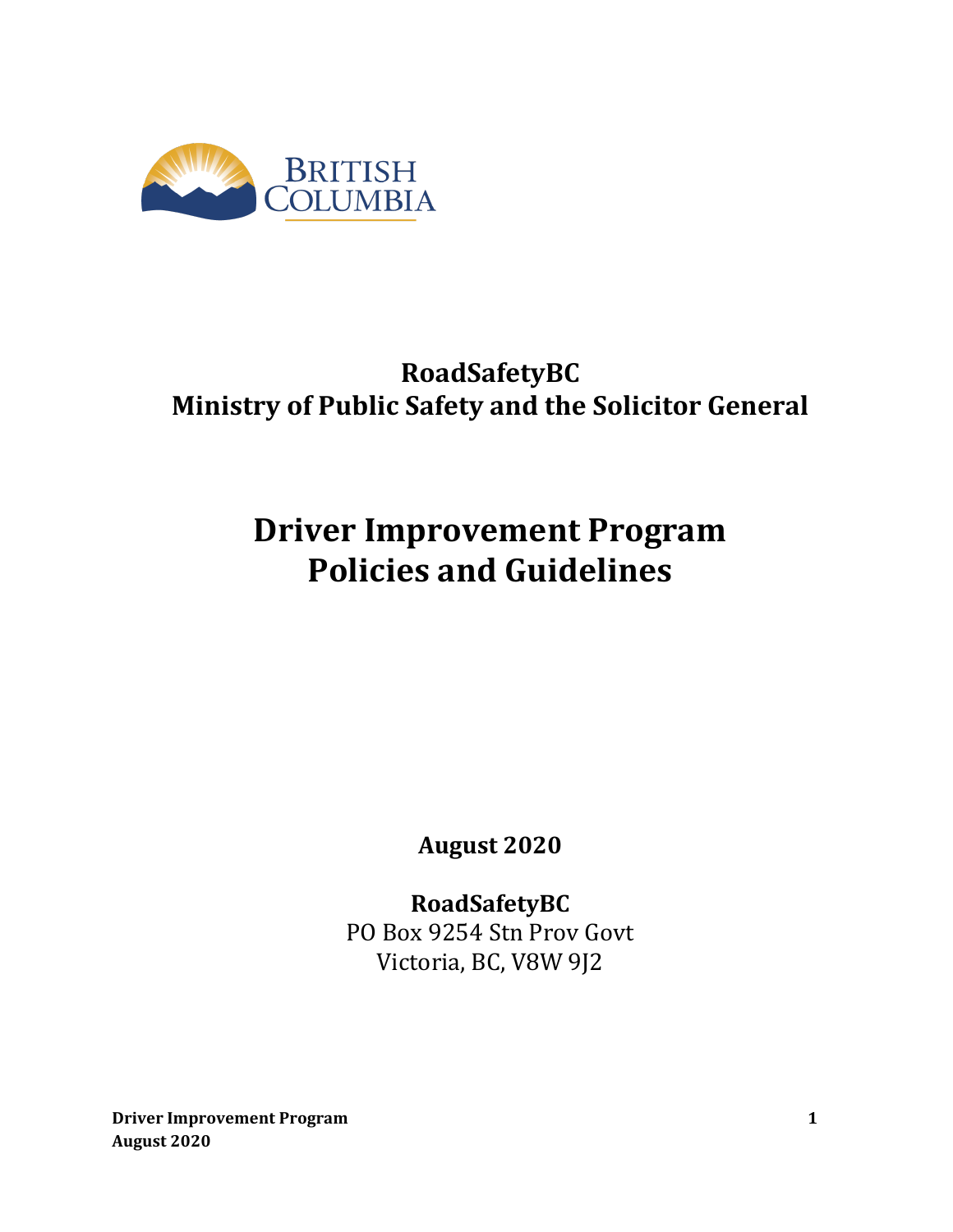BRITISH COLUMBIA

**RoadSafetyBC**
**Ministry of Public Safety and the Solicitor General**

# Driver Improvement Program
# Policies and Guidelines

**August 2020**

**RoadSafetyBC**
PO Box 9254 Stn Prov Govt
Victoria, BC, V8W 9J2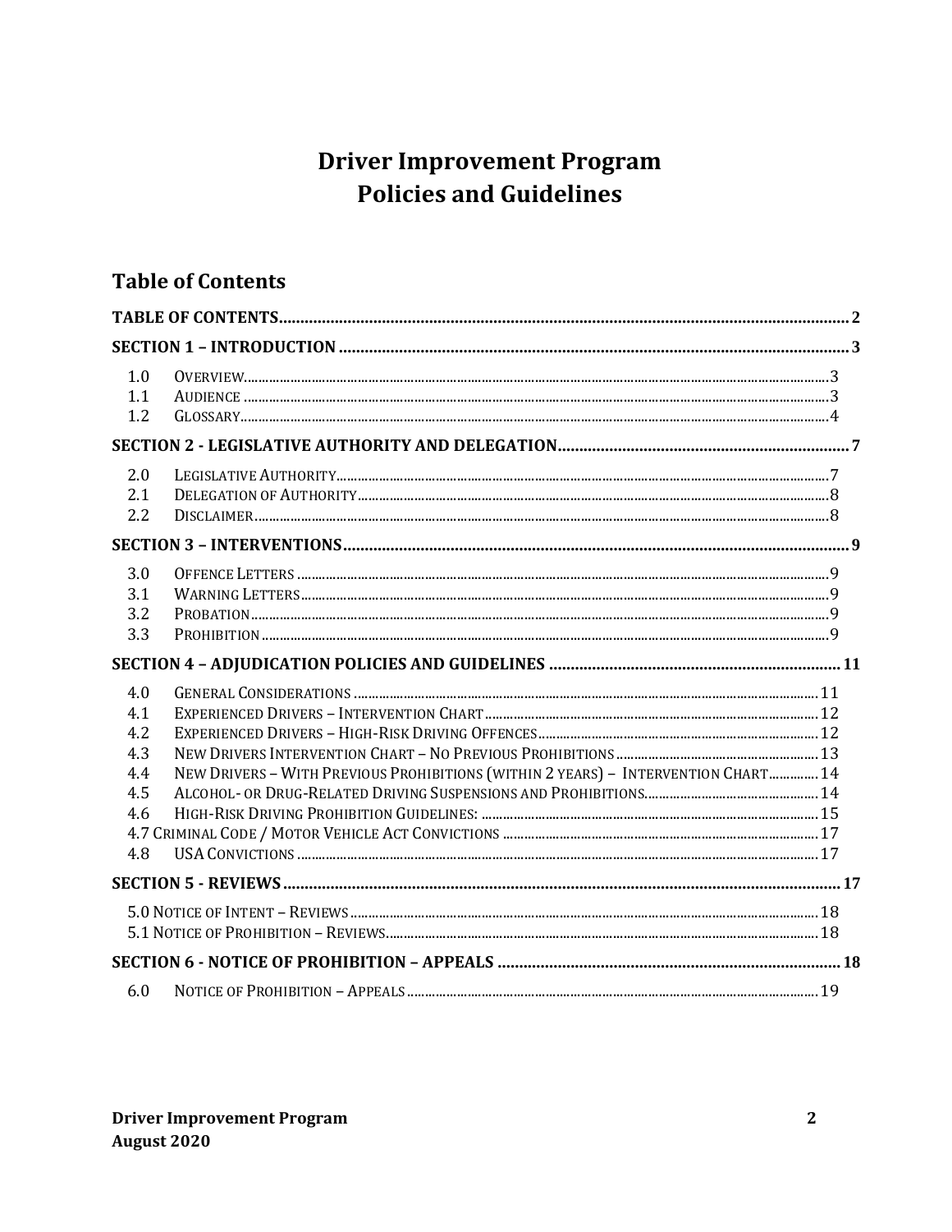# Driver Improvement Program Policies and Guidelines

## Table of Contents

**TABLE OF CONTENTS** ..... 2

**SECTION 1 – INTRODUCTION** ..... 3

- 1.0 Overview ..... 3
- 1.1 Audience ..... 3
- 1.2 Glossary ..... 4

**SECTION 2 - LEGISLATIVE AUTHORITY AND DELEGATION** ..... 7

- 2.0 Legislative Authority ..... 7
- 2.1 Delegation of Authority ..... 8
- 2.2 Disclaimer ..... 8

**SECTION 3 – INTERVENTIONS** ..... 9

- 3.0 Offence Letters ..... 9
- 3.1 Warning Letters ..... 9
- 3.2 Probation ..... 9
- 3.3 Prohibition ..... 9

**SECTION 4 – ADJUDICATION POLICIES AND GUIDELINES** ..... 11

- 4.0 General Considerations ..... 11
- 4.1 Experienced Drivers – Intervention Chart ..... 12
- 4.2 Experienced Drivers – High-Risk Driving Offences ..... 12
- 4.3 New Drivers Intervention Chart – No Previous Prohibitions ..... 13
- 4.4 New Drivers – With Previous Prohibitions (within 2 years) – Intervention Chart ..... 14
- 4.5 Alcohol- or Drug-Related Driving Suspensions and Prohibitions ..... 14
- 4.6 High-Risk Driving Prohibition Guidelines: ..... 15
- 4.7 Criminal Code / Motor Vehicle Act Convictions ..... 17
- 4.8 USA Convictions ..... 17

**SECTION 5 - REVIEWS** ..... 17

- 5.0 Notice of Intent – Reviews ..... 18
- 5.1 Notice of Prohibition – Reviews ..... 18

**SECTION 6 - NOTICE OF PROHIBITION – APPEALS** ..... 18

- 6.0 Notice of Prohibition – Appeals ..... 19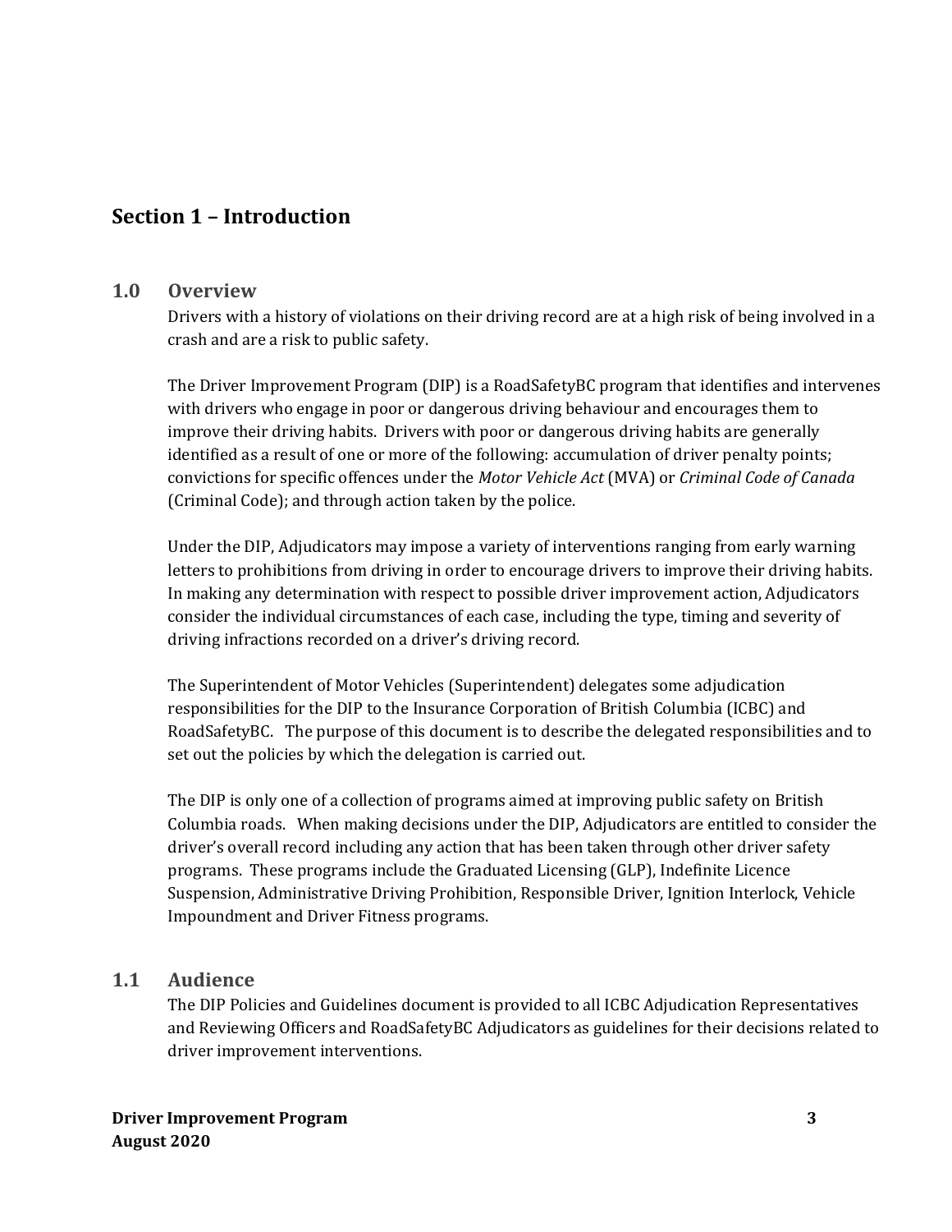## Section 1 – Introduction

### 1.0 Overview

Drivers with a history of violations on their driving record are at a high risk of being involved in a crash and are a risk to public safety.

The Driver Improvement Program (DIP) is a RoadSafetyBC program that identifies and intervenes with drivers who engage in poor or dangerous driving behaviour and encourages them to improve their driving habits. Drivers with poor or dangerous driving habits are generally identified as a result of one or more of the following: accumulation of driver penalty points; convictions for specific offences under the *Motor Vehicle Act* (MVA) or *Criminal Code of Canada* (Criminal Code); and through action taken by the police.

Under the DIP, Adjudicators may impose a variety of interventions ranging from early warning letters to prohibitions from driving in order to encourage drivers to improve their driving habits. In making any determination with respect to possible driver improvement action, Adjudicators consider the individual circumstances of each case, including the type, timing and severity of driving infractions recorded on a driver's driving record.

The Superintendent of Motor Vehicles (Superintendent) delegates some adjudication responsibilities for the DIP to the Insurance Corporation of British Columbia (ICBC) and RoadSafetyBC. The purpose of this document is to describe the delegated responsibilities and to set out the policies by which the delegation is carried out.

The DIP is only one of a collection of programs aimed at improving public safety on British Columbia roads. When making decisions under the DIP, Adjudicators are entitled to consider the driver's overall record including any action that has been taken through other driver safety programs. These programs include the Graduated Licensing (GLP), Indefinite Licence Suspension, Administrative Driving Prohibition, Responsible Driver, Ignition Interlock, Vehicle Impoundment and Driver Fitness programs.

### 1.1 Audience

The DIP Policies and Guidelines document is provided to all ICBC Adjudication Representatives and Reviewing Officers and RoadSafetyBC Adjudicators as guidelines for their decisions related to driver improvement interventions.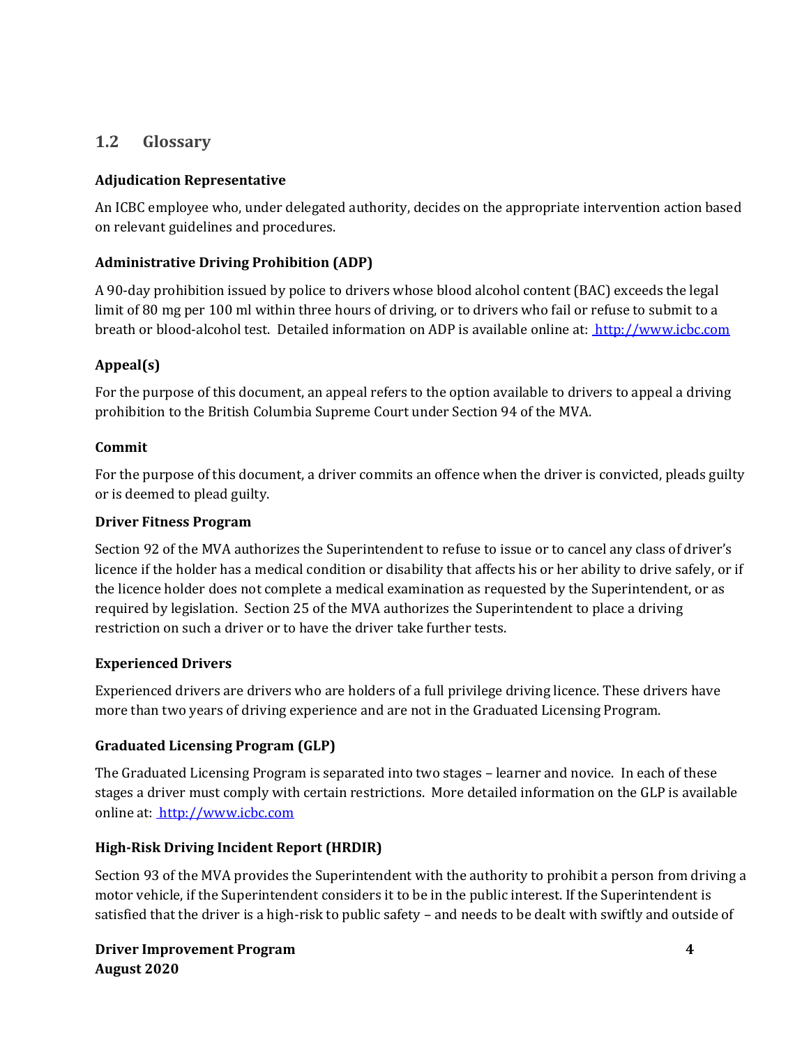## 1.2 Glossary

**Adjudication Representative**

An ICBC employee who, under delegated authority, decides on the appropriate intervention action based on relevant guidelines and procedures.

**Administrative Driving Prohibition (ADP)**

A 90-day prohibition issued by police to drivers whose blood alcohol content (BAC) exceeds the legal limit of 80 mg per 100 ml within three hours of driving, or to drivers who fail or refuse to submit to a breath or blood-alcohol test. Detailed information on ADP is available online at: [http://www.icbc.com](http://www.icbc.com)

**Appeal(s)**

For the purpose of this document, an appeal refers to the option available to drivers to appeal a driving prohibition to the British Columbia Supreme Court under Section 94 of the MVA.

**Commit**

For the purpose of this document, a driver commits an offence when the driver is convicted, pleads guilty or is deemed to plead guilty.

**Driver Fitness Program**

Section 92 of the MVA authorizes the Superintendent to refuse to issue or to cancel any class of driver's licence if the holder has a medical condition or disability that affects his or her ability to drive safely, or if the licence holder does not complete a medical examination as requested by the Superintendent, or as required by legislation. Section 25 of the MVA authorizes the Superintendent to place a driving restriction on such a driver or to have the driver take further tests.

**Experienced Drivers**

Experienced drivers are drivers who are holders of a full privilege driving licence. These drivers have more than two years of driving experience and are not in the Graduated Licensing Program.

**Graduated Licensing Program (GLP)**

The Graduated Licensing Program is separated into two stages – learner and novice. In each of these stages a driver must comply with certain restrictions. More detailed information on the GLP is available online at: [http://www.icbc.com](http://www.icbc.com)

**High-Risk Driving Incident Report (HRDIR)**

Section 93 of the MVA provides the Superintendent with the authority to prohibit a person from driving a motor vehicle, if the Superintendent considers it to be in the public interest. If the Superintendent is satisfied that the driver is a high-risk to public safety – and needs to be dealt with swiftly and outside of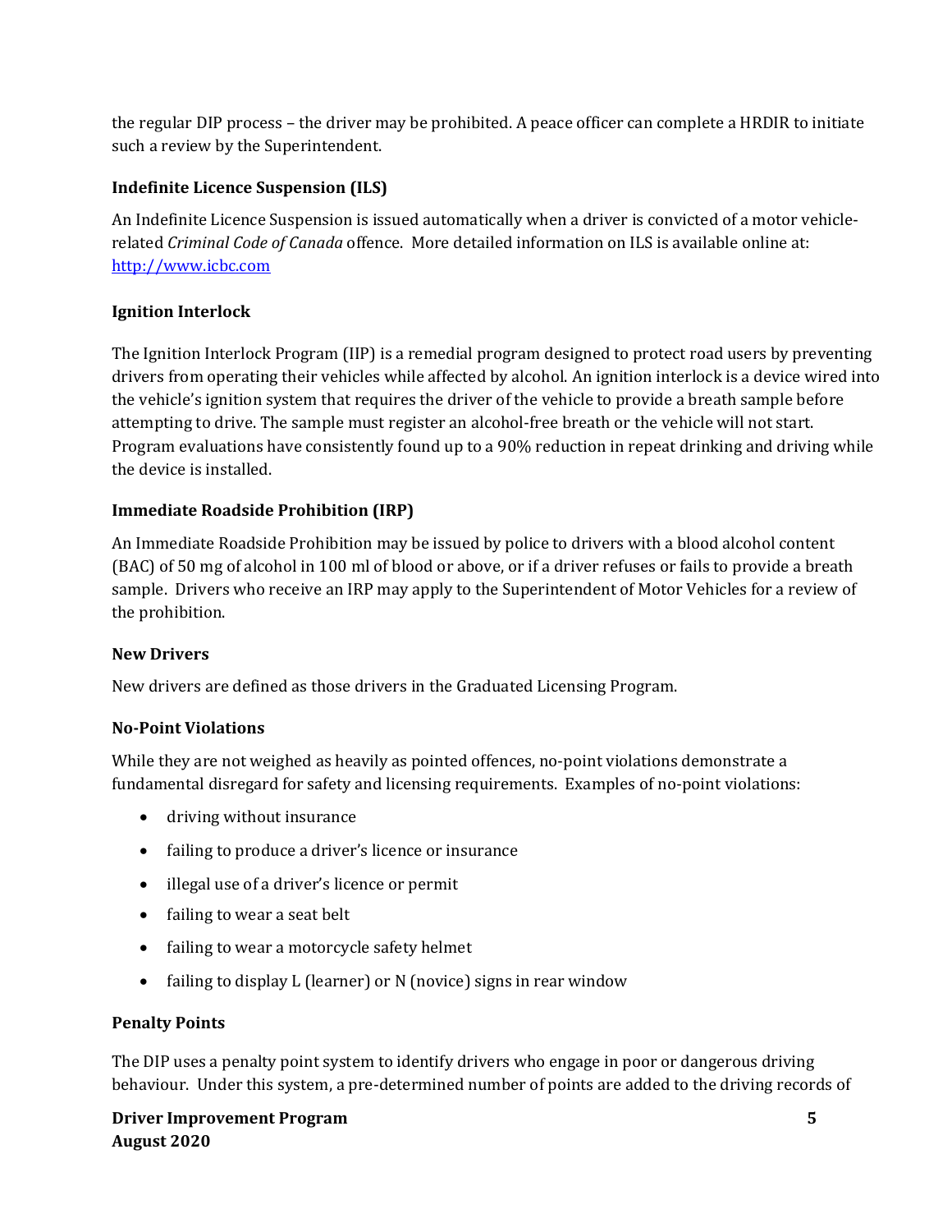the regular DIP process – the driver may be prohibited. A peace officer can complete a HRDIR to initiate such a review by the Superintendent.

### Indefinite Licence Suspension (ILS)

An Indefinite Licence Suspension is issued automatically when a driver is convicted of a motor vehicle-related *Criminal Code of Canada* offence. More detailed information on ILS is available online at: [http://www.icbc.com](http://www.icbc.com)

### Ignition Interlock

The Ignition Interlock Program (IIP) is a remedial program designed to protect road users by preventing drivers from operating their vehicles while affected by alcohol. An ignition interlock is a device wired into the vehicle's ignition system that requires the driver of the vehicle to provide a breath sample before attempting to drive. The sample must register an alcohol-free breath or the vehicle will not start. Program evaluations have consistently found up to a 90% reduction in repeat drinking and driving while the device is installed.

### Immediate Roadside Prohibition (IRP)

An Immediate Roadside Prohibition may be issued by police to drivers with a blood alcohol content (BAC) of 50 mg of alcohol in 100 ml of blood or above, or if a driver refuses or fails to provide a breath sample. Drivers who receive an IRP may apply to the Superintendent of Motor Vehicles for a review of the prohibition.

### New Drivers

New drivers are defined as those drivers in the Graduated Licensing Program.

### No-Point Violations

While they are not weighed as heavily as pointed offences, no-point violations demonstrate a fundamental disregard for safety and licensing requirements. Examples of no-point violations:

- driving without insurance
- failing to produce a driver's licence or insurance
- illegal use of a driver's licence or permit
- failing to wear a seat belt
- failing to wear a motorcycle safety helmet
- failing to display L (learner) or N (novice) signs in rear window

### Penalty Points

The DIP uses a penalty point system to identify drivers who engage in poor or dangerous driving behaviour. Under this system, a pre-determined number of points are added to the driving records of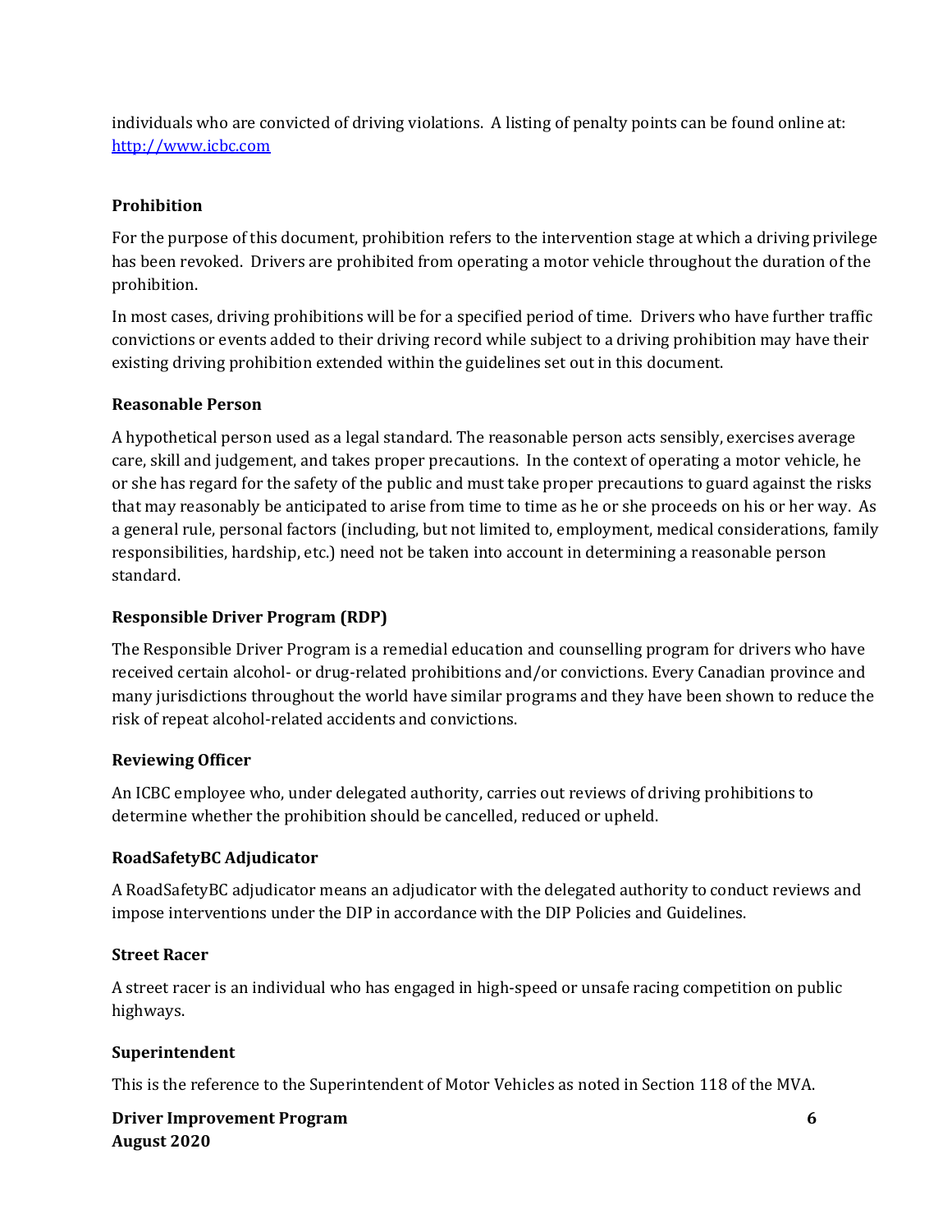individuals who are convicted of driving violations. A listing of penalty points can be found online at: [http://www.icbc.com](http://www.icbc.com)

### Prohibition

For the purpose of this document, prohibition refers to the intervention stage at which a driving privilege has been revoked. Drivers are prohibited from operating a motor vehicle throughout the duration of the prohibition.

In most cases, driving prohibitions will be for a specified period of time. Drivers who have further traffic convictions or events added to their driving record while subject to a driving prohibition may have their existing driving prohibition extended within the guidelines set out in this document.

### Reasonable Person

A hypothetical person used as a legal standard. The reasonable person acts sensibly, exercises average care, skill and judgement, and takes proper precautions. In the context of operating a motor vehicle, he or she has regard for the safety of the public and must take proper precautions to guard against the risks that may reasonably be anticipated to arise from time to time as he or she proceeds on his or her way. As a general rule, personal factors (including, but not limited to, employment, medical considerations, family responsibilities, hardship, etc.) need not be taken into account in determining a reasonable person standard.

### Responsible Driver Program (RDP)

The Responsible Driver Program is a remedial education and counselling program for drivers who have received certain alcohol- or drug-related prohibitions and/or convictions. Every Canadian province and many jurisdictions throughout the world have similar programs and they have been shown to reduce the risk of repeat alcohol-related accidents and convictions.

### Reviewing Officer

An ICBC employee who, under delegated authority, carries out reviews of driving prohibitions to determine whether the prohibition should be cancelled, reduced or upheld.

### RoadSafetyBC Adjudicator

A RoadSafetyBC adjudicator means an adjudicator with the delegated authority to conduct reviews and impose interventions under the DIP in accordance with the DIP Policies and Guidelines.

### Street Racer

A street racer is an individual who has engaged in high-speed or unsafe racing competition on public highways.

### Superintendent

This is the reference to the Superintendent of Motor Vehicles as noted in Section 118 of the MVA.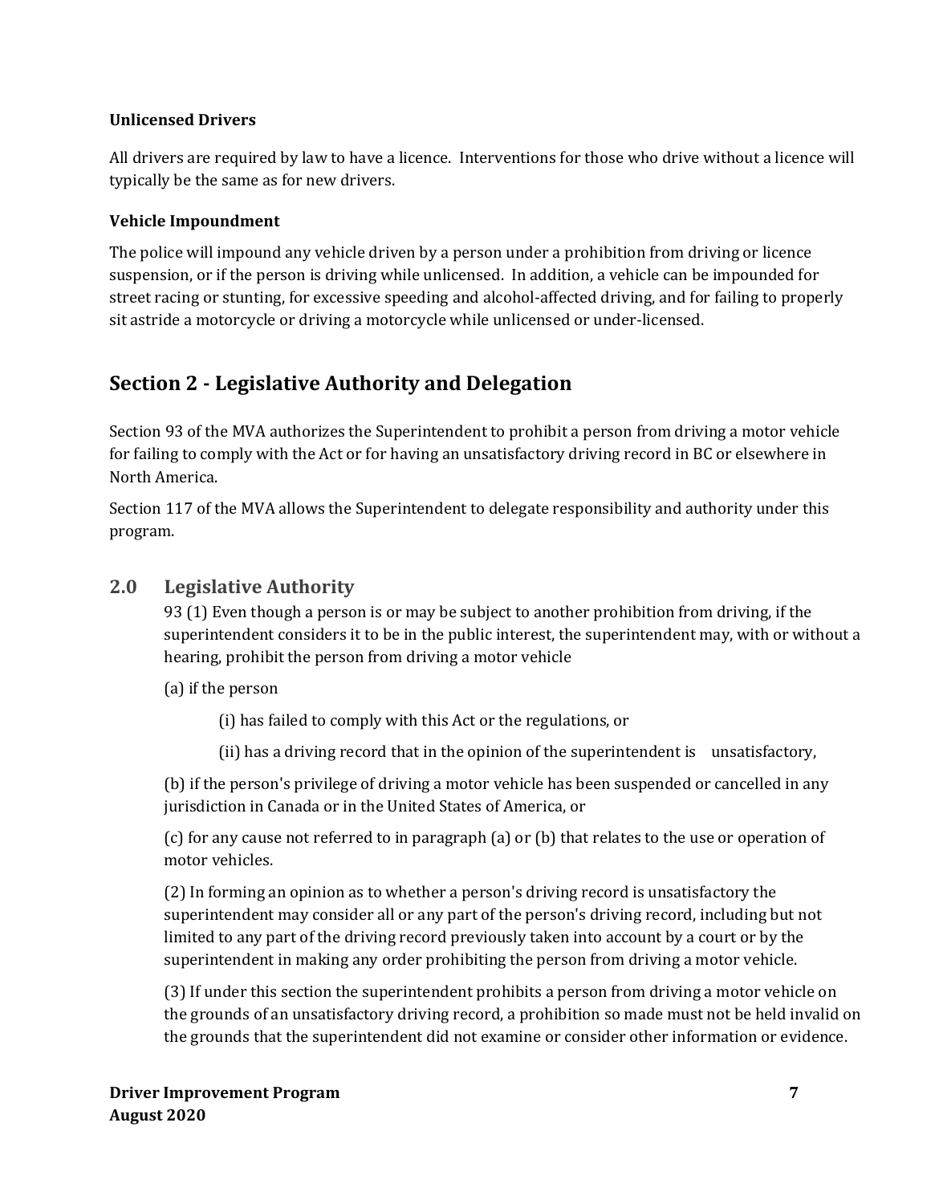### Unlicensed Drivers

All drivers are required by law to have a licence. Interventions for those who drive without a licence will typically be the same as for new drivers.

### Vehicle Impoundment

The police will impound any vehicle driven by a person under a prohibition from driving or licence suspension, or if the person is driving while unlicensed. In addition, a vehicle can be impounded for street racing or stunting, for excessive speeding and alcohol-affected driving, and for failing to properly sit astride a motorcycle or driving a motorcycle while unlicensed or under-licensed.

## Section 2 - Legislative Authority and Delegation

Section 93 of the MVA authorizes the Superintendent to prohibit a person from driving a motor vehicle for failing to comply with the Act or for having an unsatisfactory driving record in BC or elsewhere in North America.

Section 117 of the MVA allows the Superintendent to delegate responsibility and authority under this program.

### 2.0 Legislative Authority

93 (1) Even though a person is or may be subject to another prohibition from driving, if the superintendent considers it to be in the public interest, the superintendent may, with or without a hearing, prohibit the person from driving a motor vehicle

(a) if the person

(i) has failed to comply with this Act or the regulations, or

(ii) has a driving record that in the opinion of the superintendent is unsatisfactory,

(b) if the person's privilege of driving a motor vehicle has been suspended or cancelled in any jurisdiction in Canada or in the United States of America, or

(c) for any cause not referred to in paragraph (a) or (b) that relates to the use or operation of motor vehicles.

(2) In forming an opinion as to whether a person's driving record is unsatisfactory the superintendent may consider all or any part of the person's driving record, including but not limited to any part of the driving record previously taken into account by a court or by the superintendent in making any order prohibiting the person from driving a motor vehicle.

(3) If under this section the superintendent prohibits a person from driving a motor vehicle on the grounds of an unsatisfactory driving record, a prohibition so made must not be held invalid on the grounds that the superintendent did not examine or consider other information or evidence.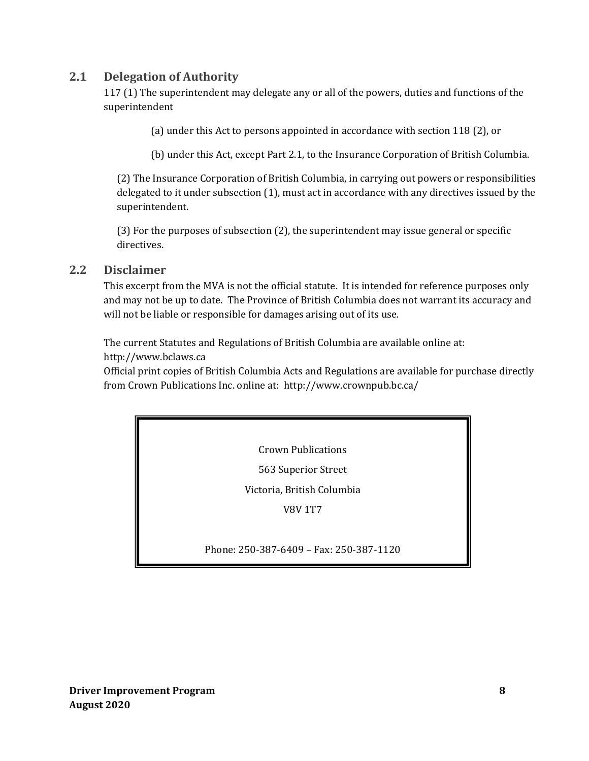## 2.1 Delegation of Authority

117 (1) The superintendent may delegate any or all of the powers, duties and functions of the superintendent

(a) under this Act to persons appointed in accordance with section 118 (2), or

(b) under this Act, except Part 2.1, to the Insurance Corporation of British Columbia.

(2) The Insurance Corporation of British Columbia, in carrying out powers or responsibilities delegated to it under subsection (1), must act in accordance with any directives issued by the superintendent.

(3) For the purposes of subsection (2), the superintendent may issue general or specific directives.

## 2.2 Disclaimer

This excerpt from the MVA is not the official statute. It is intended for reference purposes only and may not be up to date. The Province of British Columbia does not warrant its accuracy and will not be liable or responsible for damages arising out of its use.

The current Statutes and Regulations of British Columbia are available online at: http://www.bclaws.ca
Official print copies of British Columbia Acts and Regulations are available for purchase directly from Crown Publications Inc. online at: http://www.crownpub.bc.ca/

Crown Publications
563 Superior Street
Victoria, British Columbia
V8V 1T7

Phone: 250-387-6409 – Fax: 250-387-1120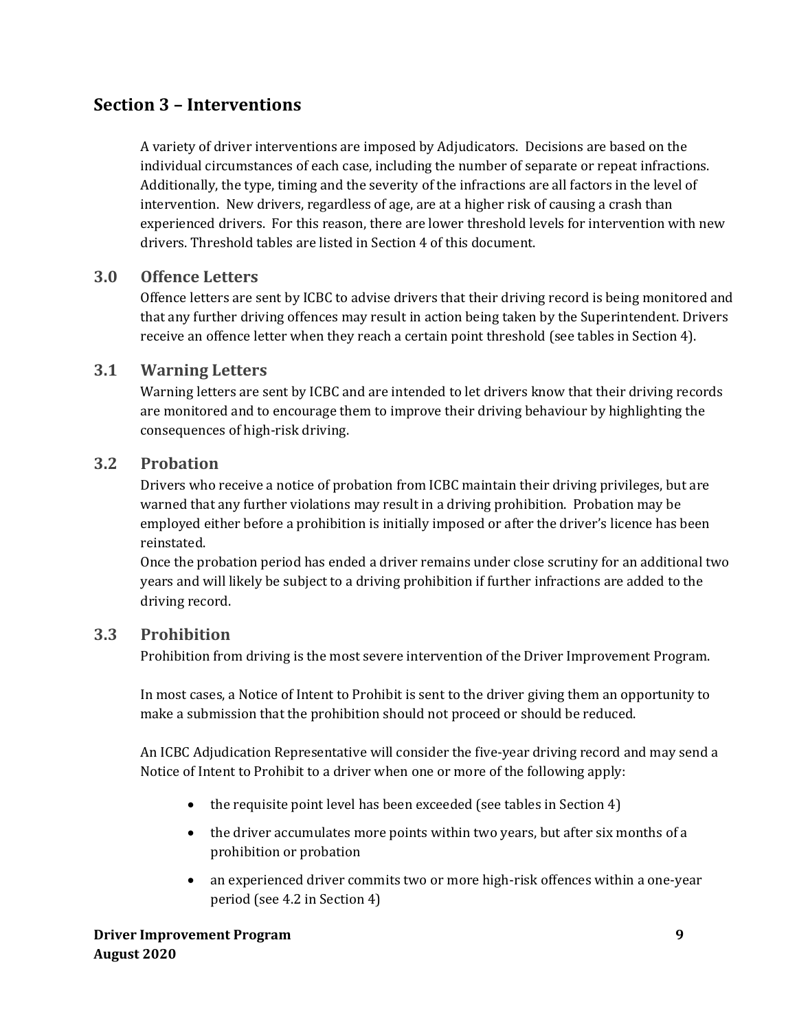## Section 3 – Interventions

A variety of driver interventions are imposed by Adjudicators. Decisions are based on the individual circumstances of each case, including the number of separate or repeat infractions. Additionally, the type, timing and the severity of the infractions are all factors in the level of intervention. New drivers, regardless of age, are at a higher risk of causing a crash than experienced drivers. For this reason, there are lower threshold levels for intervention with new drivers. Threshold tables are listed in Section 4 of this document.

### 3.0 Offence Letters

Offence letters are sent by ICBC to advise drivers that their driving record is being monitored and that any further driving offences may result in action being taken by the Superintendent. Drivers receive an offence letter when they reach a certain point threshold (see tables in Section 4).

### 3.1 Warning Letters

Warning letters are sent by ICBC and are intended to let drivers know that their driving records are monitored and to encourage them to improve their driving behaviour by highlighting the consequences of high-risk driving.

### 3.2 Probation

Drivers who receive a notice of probation from ICBC maintain their driving privileges, but are warned that any further violations may result in a driving prohibition. Probation may be employed either before a prohibition is initially imposed or after the driver's licence has been reinstated.

Once the probation period has ended a driver remains under close scrutiny for an additional two years and will likely be subject to a driving prohibition if further infractions are added to the driving record.

### 3.3 Prohibition

Prohibition from driving is the most severe intervention of the Driver Improvement Program.

In most cases, a Notice of Intent to Prohibit is sent to the driver giving them an opportunity to make a submission that the prohibition should not proceed or should be reduced.

An ICBC Adjudication Representative will consider the five-year driving record and may send a Notice of Intent to Prohibit to a driver when one or more of the following apply:

- the requisite point level has been exceeded (see tables in Section 4)
- the driver accumulates more points within two years, but after six months of a prohibition or probation
- an experienced driver commits two or more high-risk offences within a one-year period (see 4.2 in Section 4)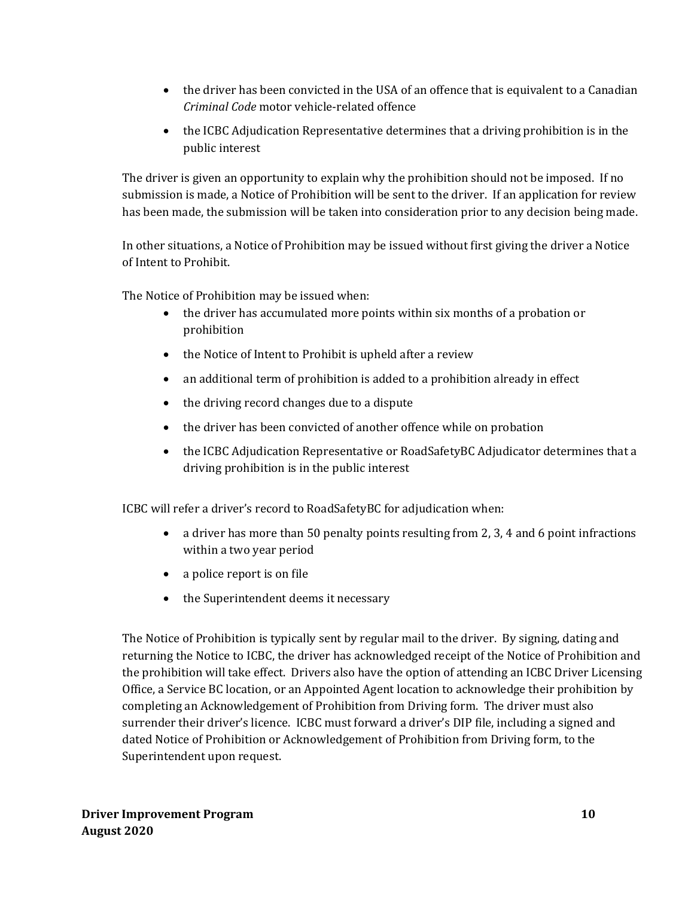- the driver has been convicted in the USA of an offence that is equivalent to a Canadian *Criminal Code* motor vehicle-related offence
- the ICBC Adjudication Representative determines that a driving prohibition is in the public interest

The driver is given an opportunity to explain why the prohibition should not be imposed. If no submission is made, a Notice of Prohibition will be sent to the driver. If an application for review has been made, the submission will be taken into consideration prior to any decision being made.

In other situations, a Notice of Prohibition may be issued without first giving the driver a Notice of Intent to Prohibit.

The Notice of Prohibition may be issued when:

- the driver has accumulated more points within six months of a probation or prohibition
- the Notice of Intent to Prohibit is upheld after a review
- an additional term of prohibition is added to a prohibition already in effect
- the driving record changes due to a dispute
- the driver has been convicted of another offence while on probation
- the ICBC Adjudication Representative or RoadSafetyBC Adjudicator determines that a driving prohibition is in the public interest

ICBC will refer a driver's record to RoadSafetyBC for adjudication when:

- a driver has more than 50 penalty points resulting from 2, 3, 4 and 6 point infractions within a two year period
- a police report is on file
- the Superintendent deems it necessary

The Notice of Prohibition is typically sent by regular mail to the driver. By signing, dating and returning the Notice to ICBC, the driver has acknowledged receipt of the Notice of Prohibition and the prohibition will take effect. Drivers also have the option of attending an ICBC Driver Licensing Office, a Service BC location, or an Appointed Agent location to acknowledge their prohibition by completing an Acknowledgement of Prohibition from Driving form. The driver must also surrender their driver's licence. ICBC must forward a driver's DIP file, including a signed and dated Notice of Prohibition or Acknowledgement of Prohibition from Driving form, to the Superintendent upon request.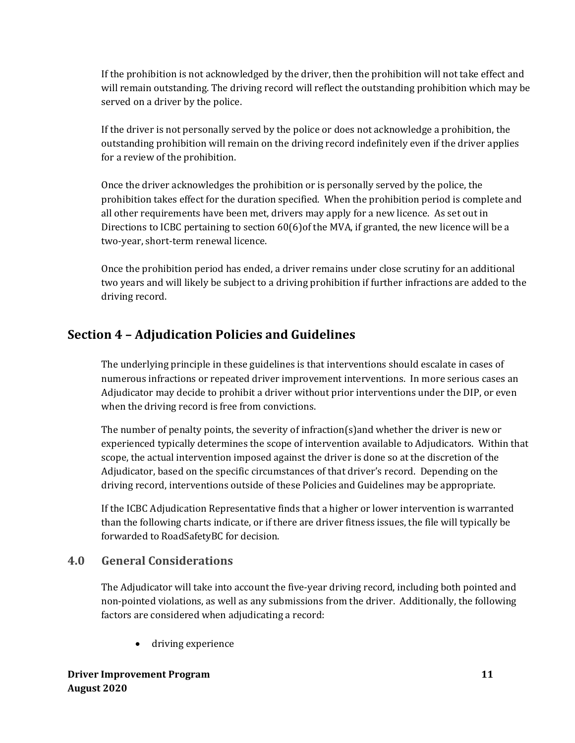If the prohibition is not acknowledged by the driver, then the prohibition will not take effect and will remain outstanding. The driving record will reflect the outstanding prohibition which may be served on a driver by the police.

If the driver is not personally served by the police or does not acknowledge a prohibition, the outstanding prohibition will remain on the driving record indefinitely even if the driver applies for a review of the prohibition.

Once the driver acknowledges the prohibition or is personally served by the police, the prohibition takes effect for the duration specified. When the prohibition period is complete and all other requirements have been met, drivers may apply for a new licence. As set out in Directions to ICBC pertaining to section 60(6)of the MVA, if granted, the new licence will be a two-year, short-term renewal licence.

Once the prohibition period has ended, a driver remains under close scrutiny for an additional two years and will likely be subject to a driving prohibition if further infractions are added to the driving record.

## Section 4 – Adjudication Policies and Guidelines

The underlying principle in these guidelines is that interventions should escalate in cases of numerous infractions or repeated driver improvement interventions. In more serious cases an Adjudicator may decide to prohibit a driver without prior interventions under the DIP, or even when the driving record is free from convictions.

The number of penalty points, the severity of infraction(s)and whether the driver is new or experienced typically determines the scope of intervention available to Adjudicators. Within that scope, the actual intervention imposed against the driver is done so at the discretion of the Adjudicator, based on the specific circumstances of that driver's record. Depending on the driving record, interventions outside of these Policies and Guidelines may be appropriate.

If the ICBC Adjudication Representative finds that a higher or lower intervention is warranted than the following charts indicate, or if there are driver fitness issues, the file will typically be forwarded to RoadSafetyBC for decision.

### 4.0 General Considerations

The Adjudicator will take into account the five-year driving record, including both pointed and non-pointed violations, as well as any submissions from the driver. Additionally, the following factors are considered when adjudicating a record:

- driving experience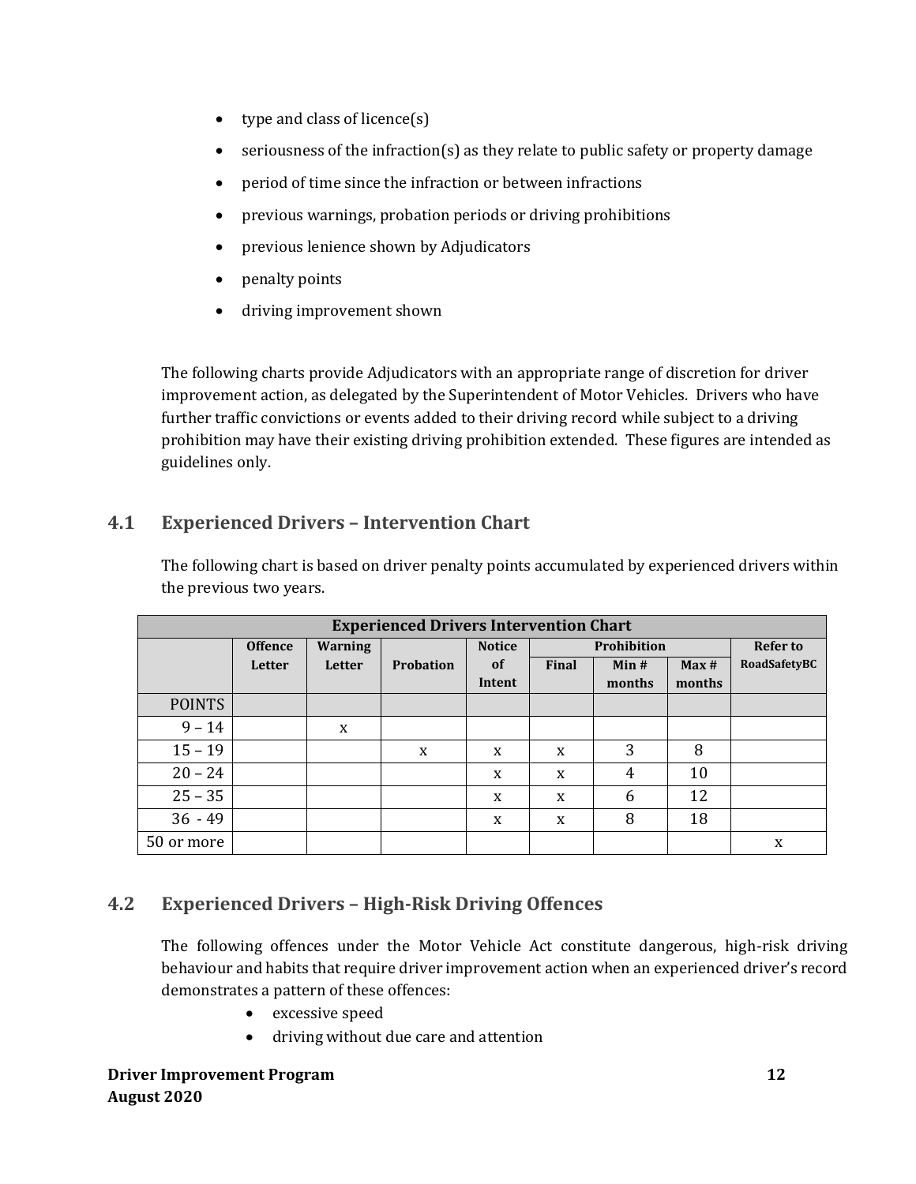- type and class of licence(s)
- seriousness of the infraction(s) as they relate to public safety or property damage
- period of time since the infraction or between infractions
- previous warnings, probation periods or driving prohibitions
- previous lenience shown by Adjudicators
- penalty points
- driving improvement shown

The following charts provide Adjudicators with an appropriate range of discretion for driver improvement action, as delegated by the Superintendent of Motor Vehicles. Drivers who have further traffic convictions or events added to their driving record while subject to a driving prohibition may have their existing driving prohibition extended. These figures are intended as guidelines only.

## 4.1 Experienced Drivers – Intervention Chart

The following chart is based on driver penalty points accumulated by experienced drivers within the previous two years.

| Experienced Drivers Intervention Chart | | | | | | | | |
|---|---|---|---|---|---|---|---|---|
| | **Offence Letter** | **Warning Letter** | **Probation** | **Notice of Intent** | **Prohibition** | | | **Refer to RoadSafetyBC** |
| | | | | | **Final** | **Min # months** | **Max # months** | |
| POINTS | | | | | | | | |
| 9 – 14 | | x | | | | | | |
| 15 – 19 | | | x | x | x | 3 | 8 | |
| 20 – 24 | | | | x | x | 4 | 10 | |
| 25 – 35 | | | | x | x | 6 | 12 | |
| 36 - 49 | | | | x | x | 8 | 18 | |
| 50 or more | | | | | | | | x |

## 4.2 Experienced Drivers – High-Risk Driving Offences

The following offences under the Motor Vehicle Act constitute dangerous, high-risk driving behaviour and habits that require driver improvement action when an experienced driver's record demonstrates a pattern of these offences:

- excessive speed
- driving without due care and attention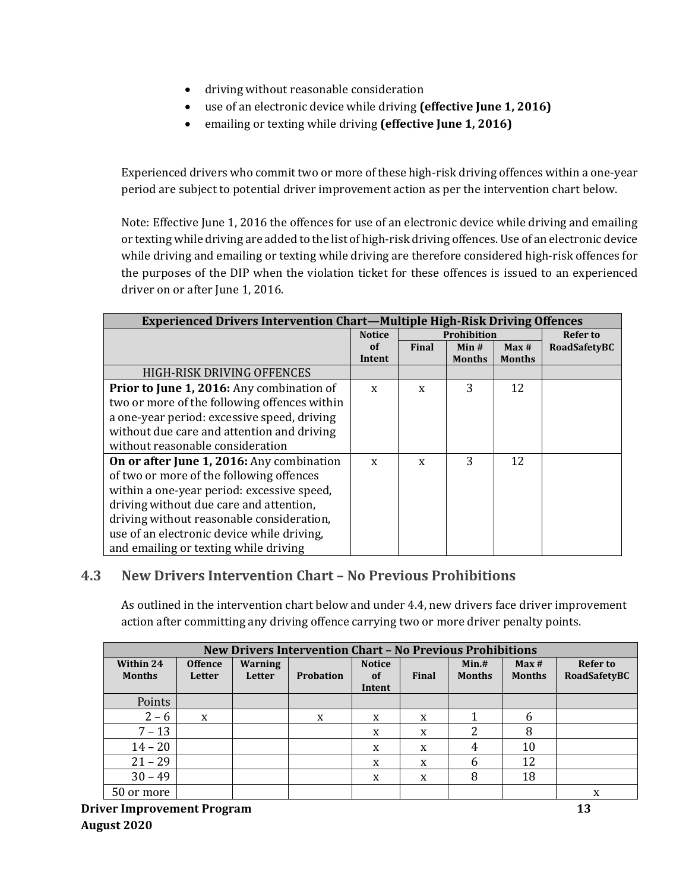- driving without reasonable consideration
- use of an electronic device while driving **(effective June 1, 2016)**
- emailing or texting while driving **(effective June 1, 2016)**

Experienced drivers who commit two or more of these high-risk driving offences within a one-year period are subject to potential driver improvement action as per the intervention chart below.

Note: Effective June 1, 2016 the offences for use of an electronic device while driving and emailing or texting while driving are added to the list of high-risk driving offences. Use of an electronic device while driving and emailing or texting while driving are therefore considered high-risk offences for the purposes of the DIP when the violation ticket for these offences is issued to an experienced driver on or after June 1, 2016.

| **Experienced Drivers Intervention Chart—Multiple High-Risk Driving Offences** | | | | | |
|---|---|---|---|---|---|
| | **Notice of Intent** | **Prohibition** | | | **Refer to RoadSafetyBC** |
| | | **Final** | **Min # Months** | **Max # Months** | |
| HIGH-RISK DRIVING OFFENCES | | | | | |
| **Prior to June 1, 2016:** Any combination of two or more of the following offences within a one-year period: excessive speed, driving without due care and attention and driving without reasonable consideration | x | x | 3 | 12 | |
| **On or after June 1, 2016:** Any combination of two or more of the following offences within a one-year period: excessive speed, driving without due care and attention, driving without reasonable consideration, use of an electronic device while driving, and emailing or texting while driving | x | x | 3 | 12 | |

## 4.3 New Drivers Intervention Chart – No Previous Prohibitions

As outlined in the intervention chart below and under 4.4, new drivers face driver improvement action after committing any driving offence carrying two or more driver penalty points.

| **New Drivers Intervention Chart – No Previous Prohibitions** | | | | | | | | |
|---|---|---|---|---|---|---|---|---|
| **Within 24 Months** | **Offence Letter** | **Warning Letter** | **Probation** | **Notice of Intent** | **Final** | **Min.# Months** | **Max # Months** | **Refer to RoadSafetyBC** |
| Points | | | | | | | | |
| 2 – 6 | x | | x | x | x | 1 | 6 | |
| 7 – 13 | | | | x | x | 2 | 8 | |
| 14 – 20 | | | | x | x | 4 | 10 | |
| 21 – 29 | | | | x | x | 6 | 12 | |
| 30 – 49 | | | | x | x | 8 | 18 | |
| 50 or more | | | | | | | | x |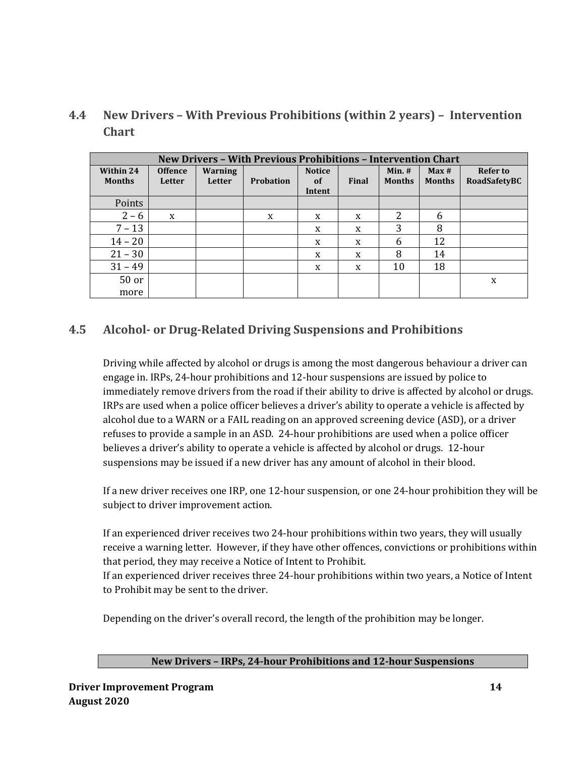## 4.4 New Drivers – With Previous Prohibitions (within 2 years) – Intervention Chart

| New Drivers – With Previous Prohibitions – Intervention Chart | | | | | | | | |
|---|---|---|---|---|---|---|---|---|
| **Within 24 Months** | **Offence Letter** | **Warning Letter** | **Probation** | **Notice of Intent** | **Final** | **Min. # Months** | **Max # Months** | **Refer to RoadSafetyBC** |
| Points | | | | | | | | |
| 2 – 6 | x | | x | x | x | 2 | 6 | |
| 7 – 13 | | | | x | x | 3 | 8 | |
| 14 – 20 | | | | x | x | 6 | 12 | |
| 21 – 30 | | | | x | x | 8 | 14 | |
| 31 – 49 | | | | x | x | 10 | 18 | |
| 50 or more | | | | | | | | x |

## 4.5 Alcohol- or Drug-Related Driving Suspensions and Prohibitions

Driving while affected by alcohol or drugs is among the most dangerous behaviour a driver can engage in. IRPs, 24-hour prohibitions and 12-hour suspensions are issued by police to immediately remove drivers from the road if their ability to drive is affected by alcohol or drugs. IRPs are used when a police officer believes a driver's ability to operate a vehicle is affected by alcohol due to a WARN or a FAIL reading on an approved screening device (ASD), or a driver refuses to provide a sample in an ASD. 24-hour prohibitions are used when a police officer believes a driver's ability to operate a vehicle is affected by alcohol or drugs. 12-hour suspensions may be issued if a new driver has any amount of alcohol in their blood.

If a new driver receives one IRP, one 12-hour suspension, or one 24-hour prohibition they will be subject to driver improvement action.

If an experienced driver receives two 24-hour prohibitions within two years, they will usually receive a warning letter. However, if they have other offences, convictions or prohibitions within that period, they may receive a Notice of Intent to Prohibit.

If an experienced driver receives three 24-hour prohibitions within two years, a Notice of Intent to Prohibit may be sent to the driver.

Depending on the driver's overall record, the length of the prohibition may be longer.

| New Drivers – IRPs, 24-hour Prohibitions and 12-hour Suspensions |
|---|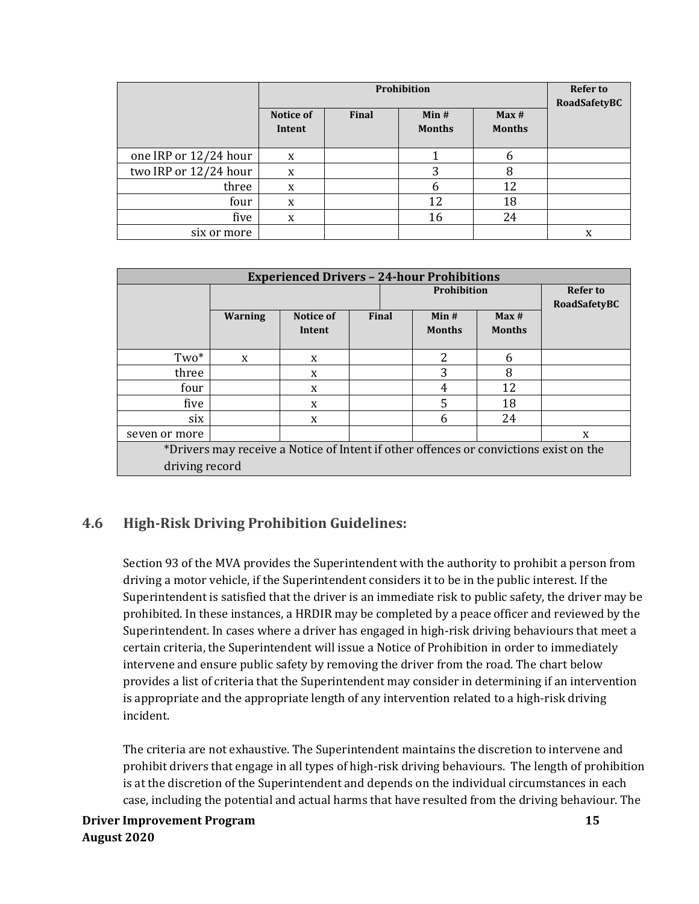| | Prohibition | | | | Refer to RoadSafetyBC |
|---|---|---|---|---|---|
| | Notice of Intent | Final | Min # Months | Max # Months | |
| one IRP or 12/24 hour | x | | 1 | 6 | |
| two IRP or 12/24 hour | x | | 3 | 8 | |
| three | x | | 6 | 12 | |
| four | x | | 12 | 18 | |
| five | x | | 16 | 24 | |
| six or more | | | | | x |

| Experienced Drivers – 24-hour Prohibitions | | | | | | |
|---|---|---|---|---|---|---|
| | | | Prohibition | | | Refer to RoadSafetyBC |
| | Warning | Notice of Intent | Final | Min # Months | Max # Months | |
| Two* | x | x | | 2 | 6 | |
| three | | x | | 3 | 8 | |
| four | | x | | 4 | 12 | |
| five | | x | | 5 | 18 | |
| six | | x | | 6 | 24 | |
| seven or more | | | | | | x |
| *Drivers may receive a Notice of Intent if other offences or convictions exist on the driving record | | | | | | |

## 4.6 High-Risk Driving Prohibition Guidelines:

Section 93 of the MVA provides the Superintendent with the authority to prohibit a person from driving a motor vehicle, if the Superintendent considers it to be in the public interest. If the Superintendent is satisfied that the driver is an immediate risk to public safety, the driver may be prohibited. In these instances, a HRDIR may be completed by a peace officer and reviewed by the Superintendent. In cases where a driver has engaged in high-risk driving behaviours that meet a certain criteria, the Superintendent will issue a Notice of Prohibition in order to immediately intervene and ensure public safety by removing the driver from the road. The chart below provides a list of criteria that the Superintendent may consider in determining if an intervention is appropriate and the appropriate length of any intervention related to a high-risk driving incident.

The criteria are not exhaustive. The Superintendent maintains the discretion to intervene and prohibit drivers that engage in all types of high-risk driving behaviours. The length of prohibition is at the discretion of the Superintendent and depends on the individual circumstances in each case, including the potential and actual harms that have resulted from the driving behaviour. The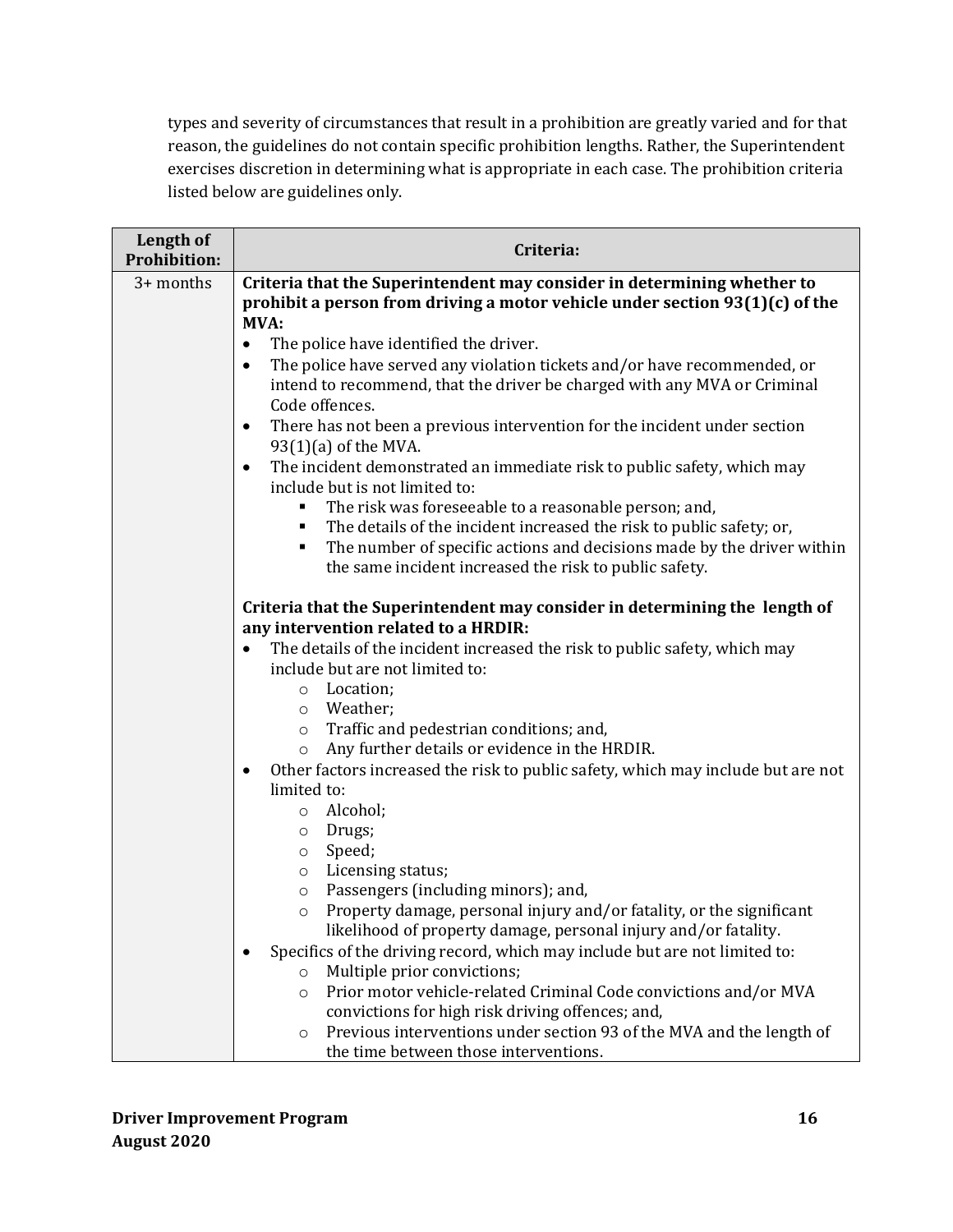types and severity of circumstances that result in a prohibition are greatly varied and for that reason, the guidelines do not contain specific prohibition lengths. Rather, the Superintendent exercises discretion in determining what is appropriate in each case. The prohibition criteria listed below are guidelines only.

| Length of Prohibition: | Criteria: |
|---|---|
| 3+ months | **Criteria that the Superintendent may consider in determining whether to prohibit a person from driving a motor vehicle under section 93(1)(c) of the MVA:**<br>• The police have identified the driver.<br>• The police have served any violation tickets and/or have recommended, or intend to recommend, that the driver be charged with any MVA or Criminal Code offences.<br>• There has not been a previous intervention for the incident under section 93(1)(a) of the MVA.<br>• The incident demonstrated an immediate risk to public safety, which may include but is not limited to:<br>  ▪ The risk was foreseeable to a reasonable person; and,<br>  ▪ The details of the incident increased the risk to public safety; or,<br>  ▪ The number of specific actions and decisions made by the driver within the same incident increased the risk to public safety.<br><br>**Criteria that the Superintendent may consider in determining the length of any intervention related to a HRDIR:**<br>• The details of the incident increased the risk to public safety, which may include but are not limited to:<br>  o Location;<br>  o Weather;<br>  o Traffic and pedestrian conditions; and,<br>  o Any further details or evidence in the HRDIR.<br>• Other factors increased the risk to public safety, which may include but are not limited to:<br>  o Alcohol;<br>  o Drugs;<br>  o Speed;<br>  o Licensing status;<br>  o Passengers (including minors); and,<br>  o Property damage, personal injury and/or fatality, or the significant likelihood of property damage, personal injury and/or fatality.<br>• Specifics of the driving record, which may include but are not limited to:<br>  o Multiple prior convictions;<br>  o Prior motor vehicle-related Criminal Code convictions and/or MVA convictions for high risk driving offences; and,<br>  o Previous interventions under section 93 of the MVA and the length of the time between those interventions. |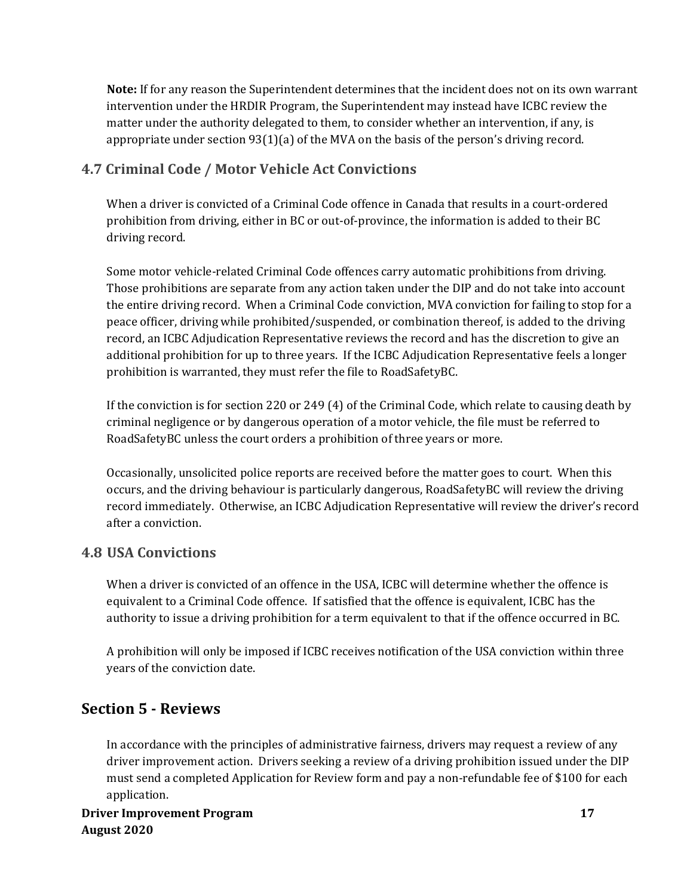**Note:** If for any reason the Superintendent determines that the incident does not on its own warrant intervention under the HRDIR Program, the Superintendent may instead have ICBC review the matter under the authority delegated to them, to consider whether an intervention, if any, is appropriate under section 93(1)(a) of the MVA on the basis of the person's driving record.

### 4.7 Criminal Code / Motor Vehicle Act Convictions

When a driver is convicted of a Criminal Code offence in Canada that results in a court-ordered prohibition from driving, either in BC or out-of-province, the information is added to their BC driving record.

Some motor vehicle-related Criminal Code offences carry automatic prohibitions from driving. Those prohibitions are separate from any action taken under the DIP and do not take into account the entire driving record. When a Criminal Code conviction, MVA conviction for failing to stop for a peace officer, driving while prohibited/suspended, or combination thereof, is added to the driving record, an ICBC Adjudication Representative reviews the record and has the discretion to give an additional prohibition for up to three years. If the ICBC Adjudication Representative feels a longer prohibition is warranted, they must refer the file to RoadSafetyBC.

If the conviction is for section 220 or 249 (4) of the Criminal Code, which relate to causing death by criminal negligence or by dangerous operation of a motor vehicle, the file must be referred to RoadSafetyBC unless the court orders a prohibition of three years or more.

Occasionally, unsolicited police reports are received before the matter goes to court. When this occurs, and the driving behaviour is particularly dangerous, RoadSafetyBC will review the driving record immediately. Otherwise, an ICBC Adjudication Representative will review the driver's record after a conviction.

### 4.8 USA Convictions

When a driver is convicted of an offence in the USA, ICBC will determine whether the offence is equivalent to a Criminal Code offence. If satisfied that the offence is equivalent, ICBC has the authority to issue a driving prohibition for a term equivalent to that if the offence occurred in BC.

A prohibition will only be imposed if ICBC receives notification of the USA conviction within three years of the conviction date.

## Section 5 - Reviews

In accordance with the principles of administrative fairness, drivers may request a review of any driver improvement action. Drivers seeking a review of a driving prohibition issued under the DIP must send a completed Application for Review form and pay a non-refundable fee of $100 for each application.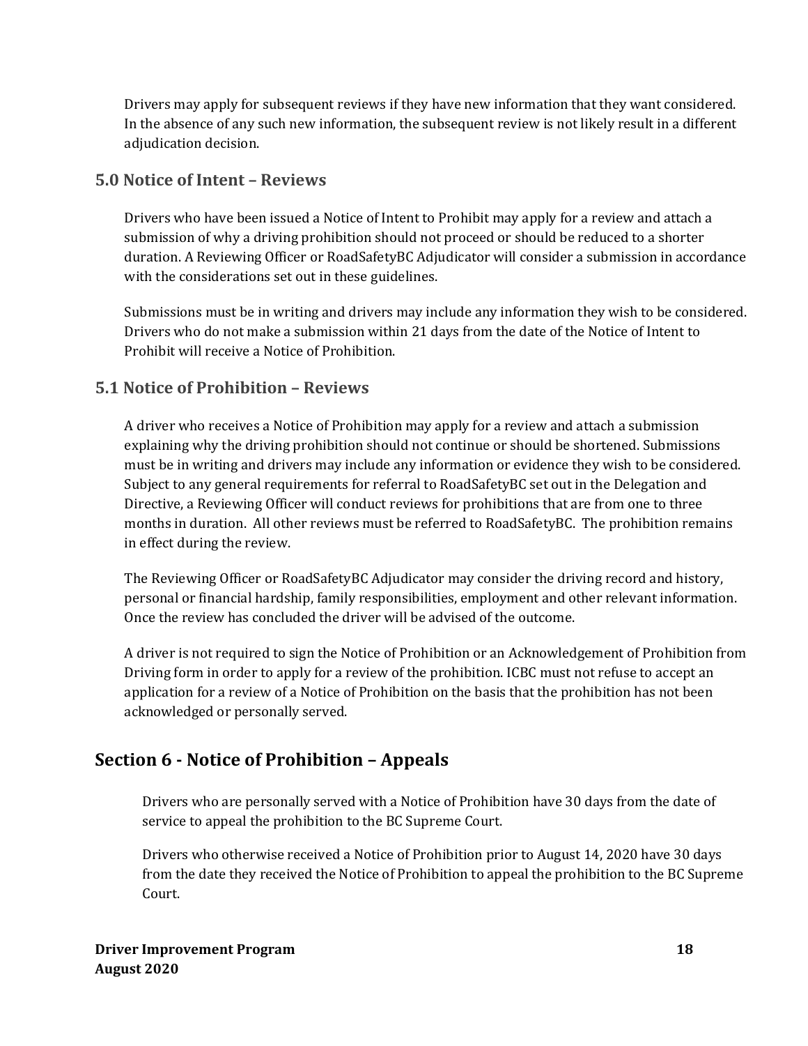Drivers may apply for subsequent reviews if they have new information that they want considered. In the absence of any such new information, the subsequent review is not likely result in a different adjudication decision.

### 5.0 Notice of Intent – Reviews

Drivers who have been issued a Notice of Intent to Prohibit may apply for a review and attach a submission of why a driving prohibition should not proceed or should be reduced to a shorter duration. A Reviewing Officer or RoadSafetyBC Adjudicator will consider a submission in accordance with the considerations set out in these guidelines.

Submissions must be in writing and drivers may include any information they wish to be considered. Drivers who do not make a submission within 21 days from the date of the Notice of Intent to Prohibit will receive a Notice of Prohibition.

### 5.1 Notice of Prohibition – Reviews

A driver who receives a Notice of Prohibition may apply for a review and attach a submission explaining why the driving prohibition should not continue or should be shortened. Submissions must be in writing and drivers may include any information or evidence they wish to be considered. Subject to any general requirements for referral to RoadSafetyBC set out in the Delegation and Directive, a Reviewing Officer will conduct reviews for prohibitions that are from one to three months in duration. All other reviews must be referred to RoadSafetyBC. The prohibition remains in effect during the review.

The Reviewing Officer or RoadSafetyBC Adjudicator may consider the driving record and history, personal or financial hardship, family responsibilities, employment and other relevant information. Once the review has concluded the driver will be advised of the outcome.

A driver is not required to sign the Notice of Prohibition or an Acknowledgement of Prohibition from Driving form in order to apply for a review of the prohibition. ICBC must not refuse to accept an application for a review of a Notice of Prohibition on the basis that the prohibition has not been acknowledged or personally served.

## Section 6 - Notice of Prohibition – Appeals

Drivers who are personally served with a Notice of Prohibition have 30 days from the date of service to appeal the prohibition to the BC Supreme Court.

Drivers who otherwise received a Notice of Prohibition prior to August 14, 2020 have 30 days from the date they received the Notice of Prohibition to appeal the prohibition to the BC Supreme Court.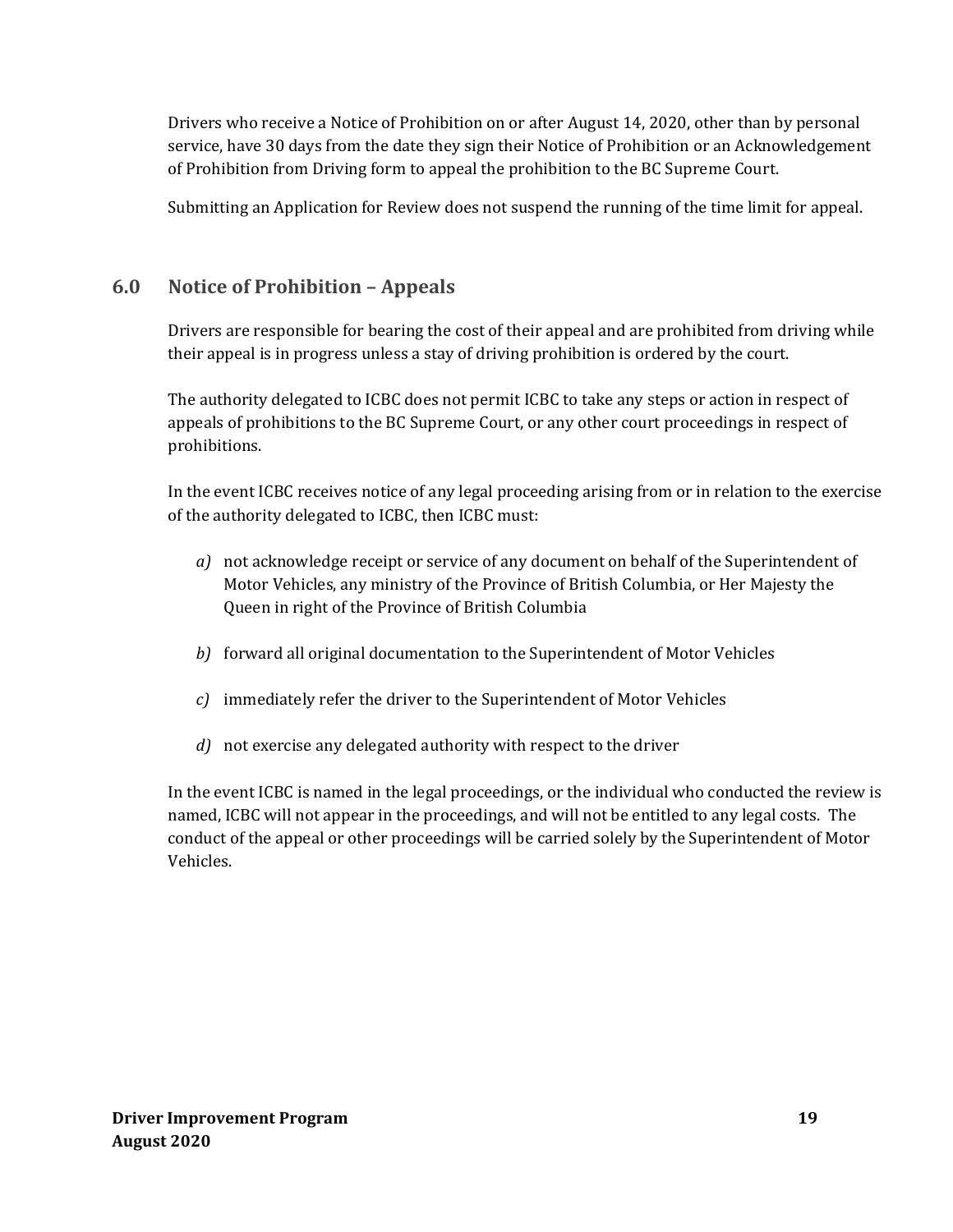Drivers who receive a Notice of Prohibition on or after August 14, 2020, other than by personal service, have 30 days from the date they sign their Notice of Prohibition or an Acknowledgement of Prohibition from Driving form to appeal the prohibition to the BC Supreme Court.

Submitting an Application for Review does not suspend the running of the time limit for appeal.

## 6.0 Notice of Prohibition – Appeals

Drivers are responsible for bearing the cost of their appeal and are prohibited from driving while their appeal is in progress unless a stay of driving prohibition is ordered by the court.

The authority delegated to ICBC does not permit ICBC to take any steps or action in respect of appeals of prohibitions to the BC Supreme Court, or any other court proceedings in respect of prohibitions.

In the event ICBC receives notice of any legal proceeding arising from or in relation to the exercise of the authority delegated to ICBC, then ICBC must:

*a)* not acknowledge receipt or service of any document on behalf of the Superintendent of Motor Vehicles, any ministry of the Province of British Columbia, or Her Majesty the Queen in right of the Province of British Columbia

*b)* forward all original documentation to the Superintendent of Motor Vehicles

*c)* immediately refer the driver to the Superintendent of Motor Vehicles

*d)* not exercise any delegated authority with respect to the driver

In the event ICBC is named in the legal proceedings, or the individual who conducted the review is named, ICBC will not appear in the proceedings, and will not be entitled to any legal costs. The conduct of the appeal or other proceedings will be carried solely by the Superintendent of Motor Vehicles.